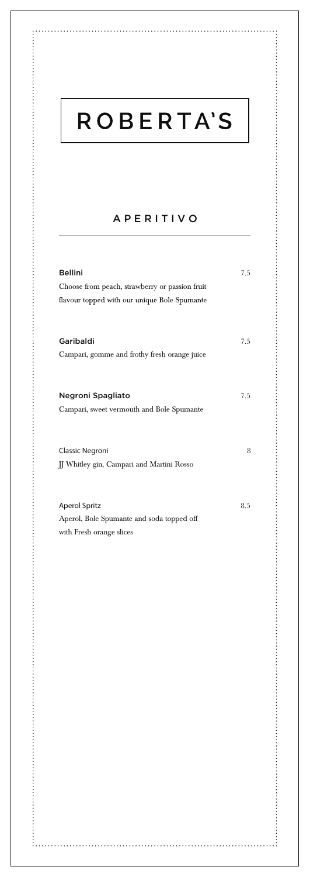# ROBERTA'S

## APERITIVO

**Bellini** 7.5
Choose from peach, strawberry or passion fruit flavour topped with our unique Bole Spumante

**Garibaldi** 7.5
Campari, gomme and frothy fresh orange juice

**Negroni Spagliato** 7.5
Campari, sweet vermouth and Bole Spumante

Classic Negroni 8
JJ Whitley gin, Campari and Martini Rosso

Aperol Spritz 8.5
Aperol, Bole Spumante and soda topped off with Fresh orange slices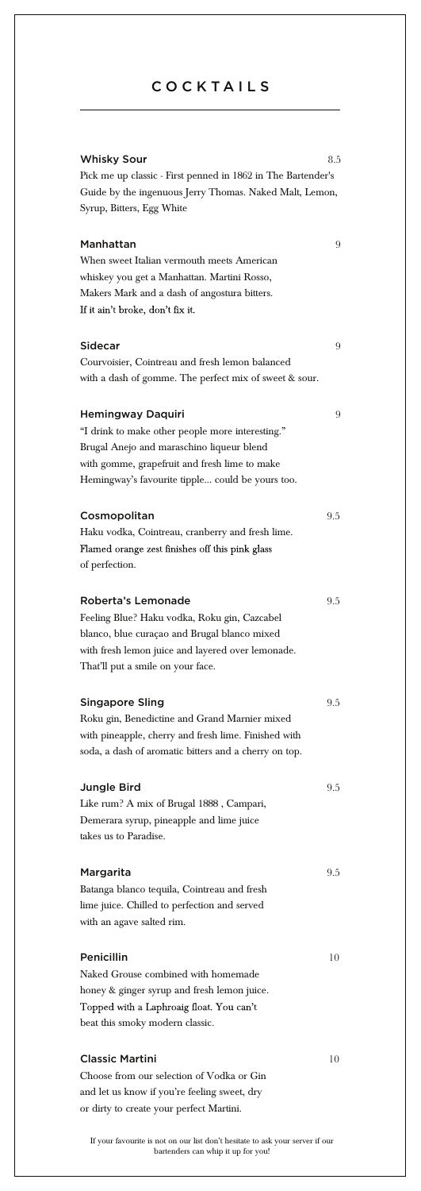# COCKTAILS

### Whisky Sour — 8.5

Pick me up classic - First penned in 1862 in The Bartender's Guide by the ingenuous Jerry Thomas. Naked Malt, Lemon, Syrup, Bitters, Egg White

### Manhattan — 9

When sweet Italian vermouth meets American whiskey you get a Manhattan. Martini Rosso, Makers Mark and a dash of angostura bitters. If it ain't broke, don't fix it.

### Sidecar — 9

Courvoisier, Cointreau and fresh lemon balanced with a dash of gomme. The perfect mix of sweet & sour.

### Hemingway Daquiri — 9

"I drink to make other people more interesting." Brugal Anejo and maraschino liqueur blend with gomme, grapefruit and fresh lime to make Hemingway's favourite tipple... could be yours too.

### Cosmopolitan — 9.5

Haku vodka, Cointreau, cranberry and fresh lime. Flamed orange zest finishes off this pink glass of perfection.

### Roberta's Lemonade — 9.5

Feeling Blue? Haku vodka, Roku gin, Cazcabel blanco, blue curaçao and Brugal blanco mixed with fresh lemon juice and layered over lemonade. That'll put a smile on your face.

### Singapore Sling — 9.5

Roku gin, Benedictine and Grand Marnier mixed with pineapple, cherry and fresh lime. Finished with soda, a dash of aromatic bitters and a cherry on top.

### Jungle Bird — 9.5

Like rum? A mix of Brugal 1888 , Campari, Demerara syrup, pineapple and lime juice takes us to Paradise.

### Margarita — 9.5

Batanga blanco tequila, Cointreau and fresh lime juice. Chilled to perfection and served with an agave salted rim.

### Penicillin — 10

Naked Grouse combined with homemade honey & ginger syrup and fresh lemon juice. Topped with a Laphroaig float. You can't beat this smoky modern classic.

### Classic Martini — 10

Choose from our selection of Vodka or Gin and let us know if you're feeling sweet, dry or dirty to create your perfect Martini.

If your favourite is not on our list don't hesitate to ask your server if our bartenders can whip it up for you!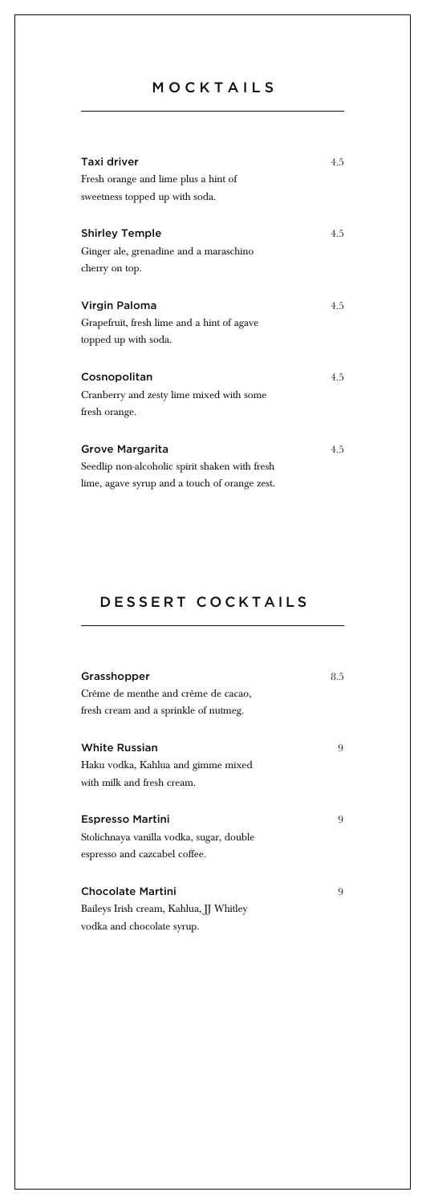## MOCKTAILS

**Taxi driver** 4.5
Fresh orange and lime plus a hint of sweetness topped up with soda.

**Shirley Temple** 4.5
Ginger ale, grenadine and a maraschino cherry on top.

**Virgin Paloma** 4.5
Grapefruit, fresh lime and a hint of agave topped up with soda.

**Cosnopolitan** 4.5
Cranberry and zesty lime mixed with some fresh orange.

**Grove Margarita** 4.5
Seedlip non-alcoholic spirit shaken with fresh lime, agave syrup and a touch of orange zest.

## DESSERT COCKTAILS

**Grasshopper** 8.5
Crème de menthe and crème de cacao, fresh cream and a sprinkle of nutmeg.

**White Russian** 9
Haku vodka, Kahlua and gimme mixed with milk and fresh cream.

**Espresso Martini** 9
Stolichnaya vanilla vodka, sugar, double espresso and cazcabel coffee.

**Chocolate Martini** 9
Baileys Irish cream, Kahlua, JJ Whitley vodka and chocolate syrup.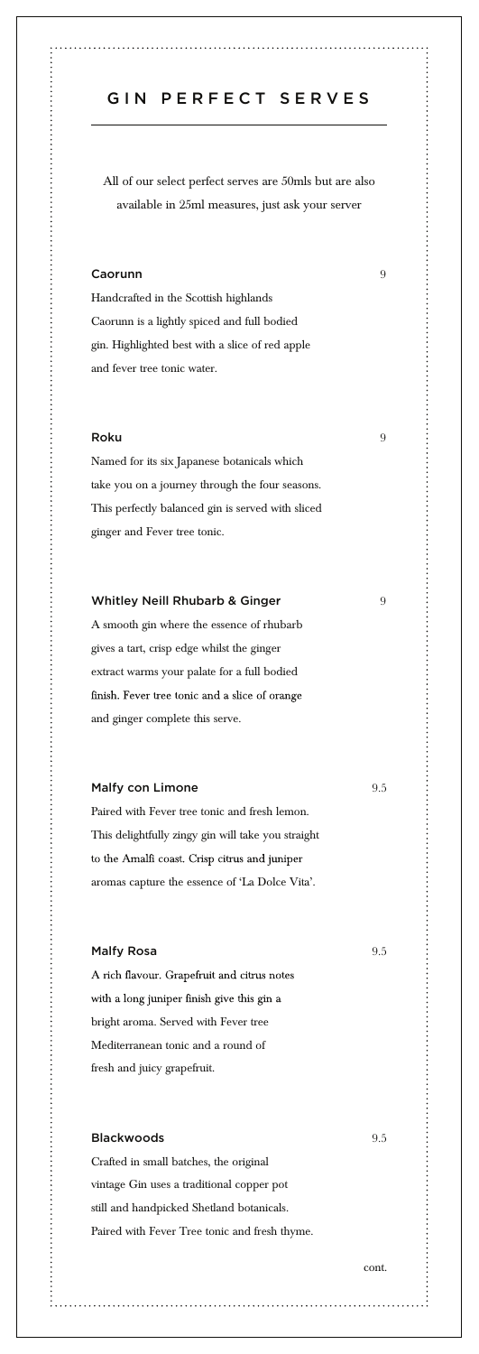# GIN PERFECT SERVES

All of our select perfect serves are 50mls but are also available in 25ml measures, just ask your server

### Caorunn — 9

Handcrafted in the Scottish highlands Caorunn is a lightly spiced and full bodied gin. Highlighted best with a slice of red apple and fever tree tonic water.

### Roku — 9

Named for its six Japanese botanicals which take you on a journey through the four seasons. This perfectly balanced gin is served with sliced ginger and Fever tree tonic.

### Whitley Neill Rhubarb & Ginger — 9

A smooth gin where the essence of rhubarb gives a tart, crisp edge whilst the ginger extract warms your palate for a full bodied finish. Fever tree tonic and a slice of orange and ginger complete this serve.

### Malfy con Limone — 9.5

Paired with Fever tree tonic and fresh lemon. This delightfully zingy gin will take you straight to the Amalfi coast. Crisp citrus and juniper aromas capture the essence of 'La Dolce Vita'.

### Malfy Rosa — 9.5

A rich flavour. Grapefruit and citrus notes with a long juniper finish give this gin a bright aroma. Served with Fever tree Mediterranean tonic and a round of fresh and juicy grapefruit.

### Blackwoods — 9.5

Crafted in small batches, the original vintage Gin uses a traditional copper pot still and handpicked Shetland botanicals. Paired with Fever Tree tonic and fresh thyme.

cont.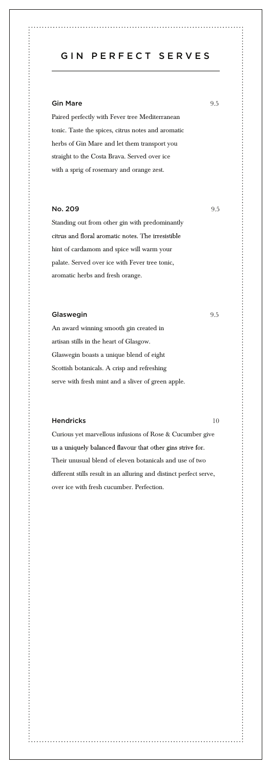# GIN PERFECT SERVES

### Gin Mare — 9.5

Paired perfectly with Fever tree Mediterranean tonic. Taste the spices, citrus notes and aromatic herbs of Gin Mare and let them transport you straight to the Costa Brava. Served over ice with a sprig of rosemary and orange zest.

### No. 209 — 9.5

Standing out from other gin with predominantly citrus and floral aromatic notes. The irresistible hint of cardamom and spice will warm your palate. Served over ice with Fever tree tonic, aromatic herbs and fresh orange.

### Glaswegin — 9.5

An award winning smooth gin created in artisan stills in the heart of Glasgow. Glaswegin boasts a unique blend of eight Scottish botanicals. A crisp and refreshing serve with fresh mint and a sliver of green apple.

### Hendricks — 10

Curious yet marvellous infusions of Rose & Cucumber give us a uniquely balanced flavour that other gins strive for. Their unusual blend of eleven botanicals and use of two different stills result in an alluring and distinct perfect serve, over ice with fresh cucumber. Perfection.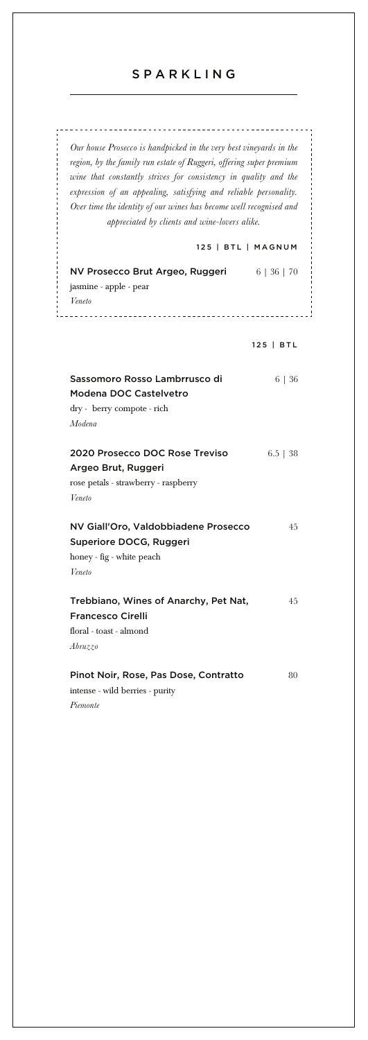# SPARKLING

*Our house Prosecco is handpicked in the very best vineyards in the region, by the family run estate of Ruggeri, offering super premium wine that constantly strives for consistency in quality and the expression of an appealing, satisfying and reliable personality. Over time the identity of our wines has become well recognised and appreciated by clients and wine-lovers alike.*

125 | BTL | MAGNUM

**NV Prosecco Brut Argeo, Ruggeri** 6 | 36 | 70
jasmine - apple - pear
*Veneto*

125 | BTL

**Sassomoro Rosso Lambrrusco di Modena DOC Castelvetro** 6 | 36
dry - berry compote - rich
*Modena*

**2020 Prosecco DOC Rose Treviso Argeo Brut, Ruggeri** 6.5 | 38
rose petals - strawberry - raspberry
*Veneto*

**NV Giall'Oro, Valdobbiadene Prosecco Superiore DOCG, Ruggeri** 45
honey - fig - white peach
*Veneto*

**Trebbiano, Wines of Anarchy, Pet Nat, Francesco Cirelli** 45
floral - toast - almond
*Abruzzo*

**Pinot Noir, Rose, Pas Dose, Contratto** 80
intense - wild berries - purity
*Piemonte*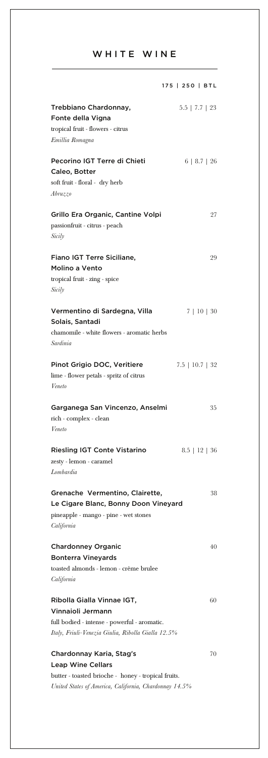# WHITE WINE

175 | 250 | BTL

**Trebbiano Chardonnay, Fonte della Vigna** — 5.5 | 7.7 | 23
tropical fruit - flowers - citrus
*Emillia Romagna*

**Pecorino IGT Terre di Chieti Caleo, Botter** — 6 | 8.7 | 26
soft fruit - floral - dry herb
*Abruzzo*

**Grillo Era Organic, Cantine Volpi** — 27
passionfruit - citrus - peach
*Sicily*

**Fiano IGT Terre Siciliane, Molino a Vento** — 29
tropical fruit - zing - spice
*Sicily*

**Vermentino di Sardegna, Villa Solais, Santadi** — 7 | 10 | 30
chamomile - white flowers - aromatic herbs
*Sardinia*

**Pinot Grigio DOC, Veritiere** — 7.5 | 10.7 | 32
lime - flower petals - spritz of citrus
*Veneto*

**Garganega San Vincenzo, Anselmi** — 35
rich - complex - clean
*Veneto*

**Riesling IGT Conte Vistarino** — 8.5 | 12 | 36
zesty - lemon - caramel
*Lombardia*

**Grenache Vermentino, Clairette, Le Cigare Blanc, Bonny Doon Vineyard** — 38
pineapple - mango - pine - wet stones
*California*

**Chardonney Organic Bonterra Vineyards** — 40
toasted almonds - lemon - crème brulee
*California*

**Ribolla Gialla Vinnae IGT, Vinnaioli Jermann** — 60
full bodied - intense - powerful - aromatic.
*Italy, Friuli-Venezia Giulia, Ribolla Gialla 12.5%*

**Chardonnay Karia, Stag's Leap Wine Cellars** — 70
butter - toasted brioche - honey - tropical fruits.
*United States of America, California, Chardonnay 14.5%*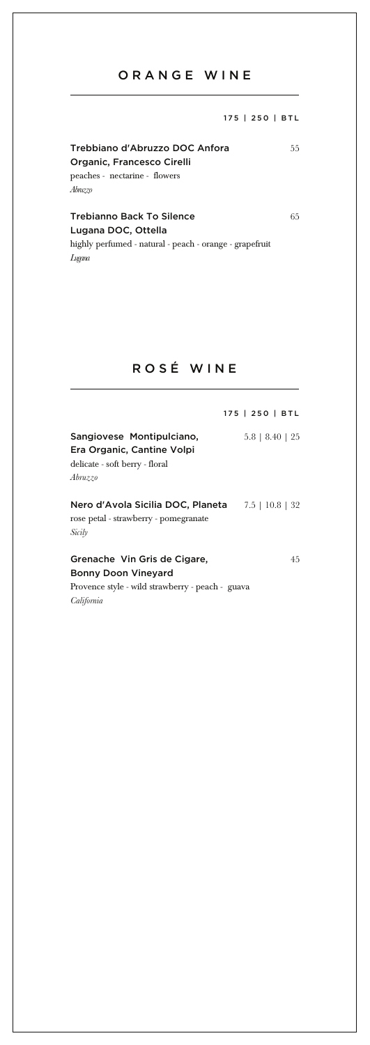## ORANGE WINE

175 | 250 | BTL

**Trebbiano d'Abruzzo DOC Anfora Organic, Francesco Cirelli** — 55
peaches - nectarine - flowers
*Abruzzo*

**Trebianno Back To Silence Lugana DOC, Ottella** — 65
highly perfumed - natural - peach - orange - grapefruit
*Lugana*

## ROSÉ WINE

175 | 250 | BTL

**Sangiovese Montipulciano, Era Organic, Cantine Volpi** — 5.8 | 8.40 | 25
delicate - soft berry - floral
*Abruzzo*

**Nero d'Avola Sicilia DOC, Planeta** — 7.5 | 10.8 | 32
rose petal - strawberry - pomegranate
*Sicily*

**Grenache Vin Gris de Cigare, Bonny Doon Vineyard** — 45
Provence style - wild strawberry - peach - guava
*California*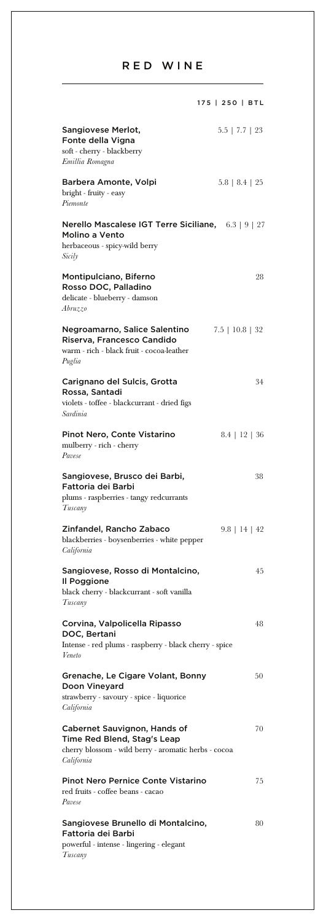# RED WINE

175 | 250 | BTL

**Sangiovese Merlot, Fonte della Vigna** — 5.5 | 7.7 | 23
soft - cherry - blackberry
*Emillia Romagna*

**Barbera Amonte, Volpi** — 5.8 | 8.4 | 25
bright - fruity - easy
*Piemonte*

**Nerello Mascalese IGT Terre Siciliane, Molino a Vento** — 6.3 | 9 | 27
herbaceous - spicy-wild berry
*Sicily*

**Montipulciano, Biferno Rosso DOC, Palladino** — 28
delicate - blueberry - damson
*Abruzzo*

**Negroamarno, Salice Salentino Riserva, Francesco Candido** — 7.5 | 10.8 | 32
warm - rich - black fruit - cocoa-leather
*Puglia*

**Carignano del Sulcis, Grotta Rossa, Santadi** — 34
violets - toffee - blackcurrant - dried figs
*Sardinia*

**Pinot Nero, Conte Vistarino** — 8.4 | 12 | 36
mulberry - rich - cherry
*Pavese*

**Sangiovese, Brusco dei Barbi, Fattoria dei Barbi** — 38
plums - raspberries - tangy redcurrants
*Tuscany*

**Zinfandel, Rancho Zabaco** — 9.8 | 14 | 42
blackberries - boysenberries - white pepper
*California*

**Sangiovese, Rosso di Montalcino, Il Poggione** — 45
black cherry - blackcurrant - soft vanilla
*Tuscany*

**Corvina, Valpolicella Ripasso DOC, Bertani** — 48
Intense - red plums - raspberry - black cherry - spice
*Veneto*

**Grenache, Le Cigare Volant, Bonny Doon Vineyard** — 50
strawberry - savoury - spice - liquorice
*California*

**Cabernet Sauvignon, Hands of Time Red Blend, Stag's Leap** — 70
cherry blossom - wild berry - aromatic herbs - cocoa
*California*

**Pinot Nero Pernice Conte Vistarino** — 75
red fruits - coffee beans - cacao
*Pavese*

**Sangiovese Brunello di Montalcino, Fattoria dei Barbi** — 80
powerful - intense - lingering - elegant
*Tuscany*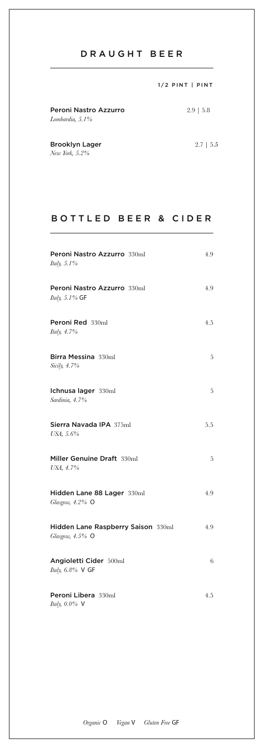## DRAUGHT BEER

| | 1/2 PINT \| PINT |
|---|---|
| **Peroni Nastro Azzurro**<br>*Lombardia, 5.1%* | 2.9 \| 5.8 |
| **Brooklyn Lager**<br>*New York, 5.2%* | 2.7 \| 5.5 |

## BOTTLED BEER & CIDER

| | |
|---|---|
| **Peroni Nastro Azzurro** 330ml<br>*Italy, 5.1%* | 4.9 |
| **Peroni Nastro Azzurro** 330ml<br>*Italy, 5.1%* GF | 4.9 |
| **Peroni Red** 330ml<br>*Italy, 4.7%* | 4.5 |
| **Birra Messina** 330ml<br>*Sicily, 4.7%* | 5 |
| **Ichnusa lager** 330ml<br>*Sardinia, 4.7%* | 5 |
| **Sierra Navada IPA** 375ml<br>*USA, 5.6%* | 5.5 |
| **Miller Genuine Draft** 330ml<br>*USA, 4.7%* | 5 |
| **Hidden Lane 88 Lager** 330ml<br>*Glasgow, 4.2%* O | 4.9 |
| **Hidden Lane Raspberry Saison** 330ml<br>*Glasgow, 4.5%* O | 4.9 |
| **Angioletti Cider** 500ml<br>*Italy, 6.8%* V GF | 6 |
| **Peroni Libera** 330ml<br>*Italy, 0.0%* V | 4.5 |

*Organic* O *Vegan* V *Gluten Free* GF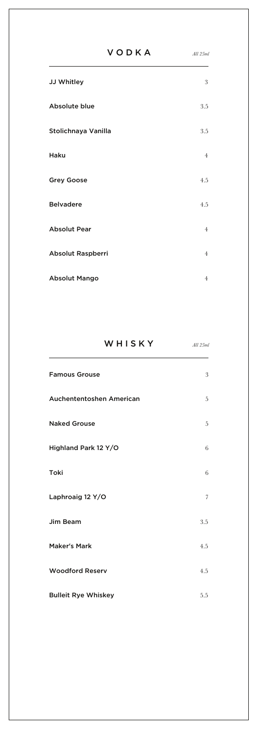## VODKA

*All 25ml*

| Item | Price |
|---|---|
| JJ Whitley | 3 |
| Absolute blue | 3.5 |
| Stolichnaya Vanilla | 3.5 |
| Haku | 4 |
| Grey Goose | 4.5 |
| Belvadere | 4.5 |
| Absolut Pear | 4 |
| Absolut Raspberri | 4 |
| Absolut Mango | 4 |

## WHISKY

*All 25ml*

| Item | Price |
|---|---|
| Famous Grouse | 3 |
| Auchententoshen American | 5 |
| Naked Grouse | 5 |
| Highland Park 12 Y/O | 6 |
| Toki | 6 |
| Laphroaig 12 Y/O | 7 |
| Jim Beam | 3.5 |
| Maker's Mark | 4.5 |
| Woodford Reserv | 4.5 |
| Bulleit Rye Whiskey | 5.5 |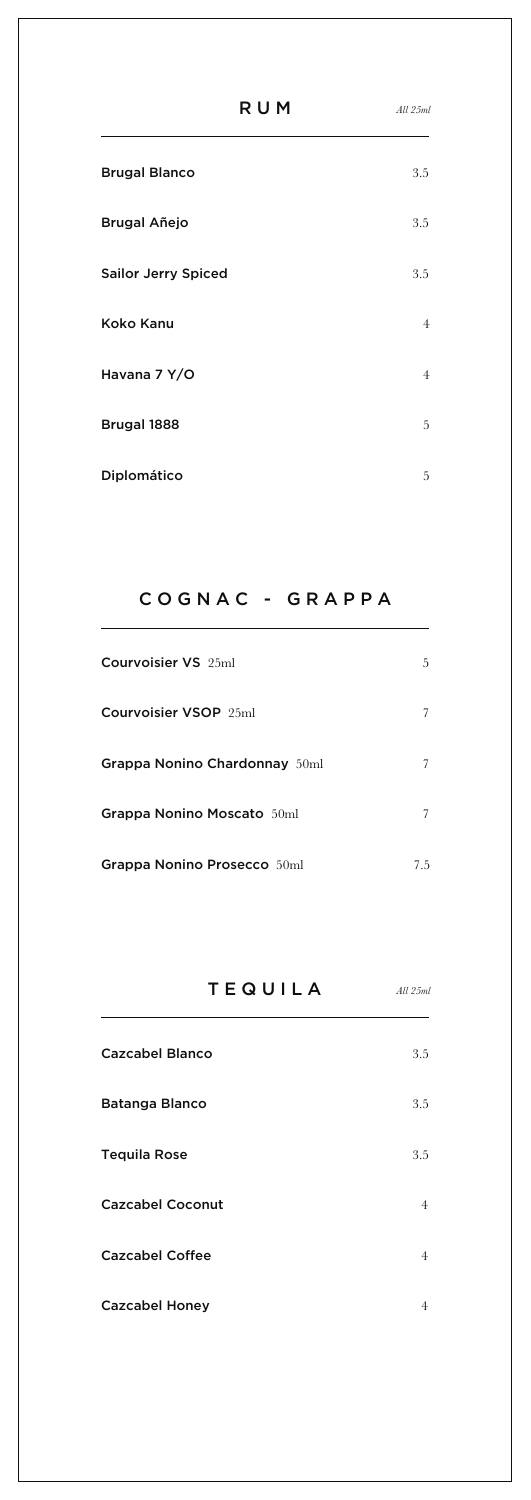## RUM

*All 25ml*

| | |
|---|---|
| **Brugal Blanco** | 3.5 |
| **Brugal Añejo** | 3.5 |
| **Sailor Jerry Spiced** | 3.5 |
| **Koko Kanu** | 4 |
| **Havana 7 Y/O** | 4 |
| **Brugal 1888** | 5 |
| **Diplomático** | 5 |

## COGNAC - GRAPPA

| | |
|---|---|
| **Courvoisier VS** 25ml | 5 |
| **Courvoisier VSOP** 25ml | 7 |
| **Grappa Nonino Chardonnay** 50ml | 7 |
| **Grappa Nonino Moscato** 50ml | 7 |
| **Grappa Nonino Prosecco** 50ml | 7.5 |

## TEQUILA

*All 25ml*

| | |
|---|---|
| **Cazcabel Blanco** | 3.5 |
| **Batanga Blanco** | 3.5 |
| **Tequila Rose** | 3.5 |
| **Cazcabel Coconut** | 4 |
| **Cazcabel Coffee** | 4 |
| **Cazcabel Honey** | 4 |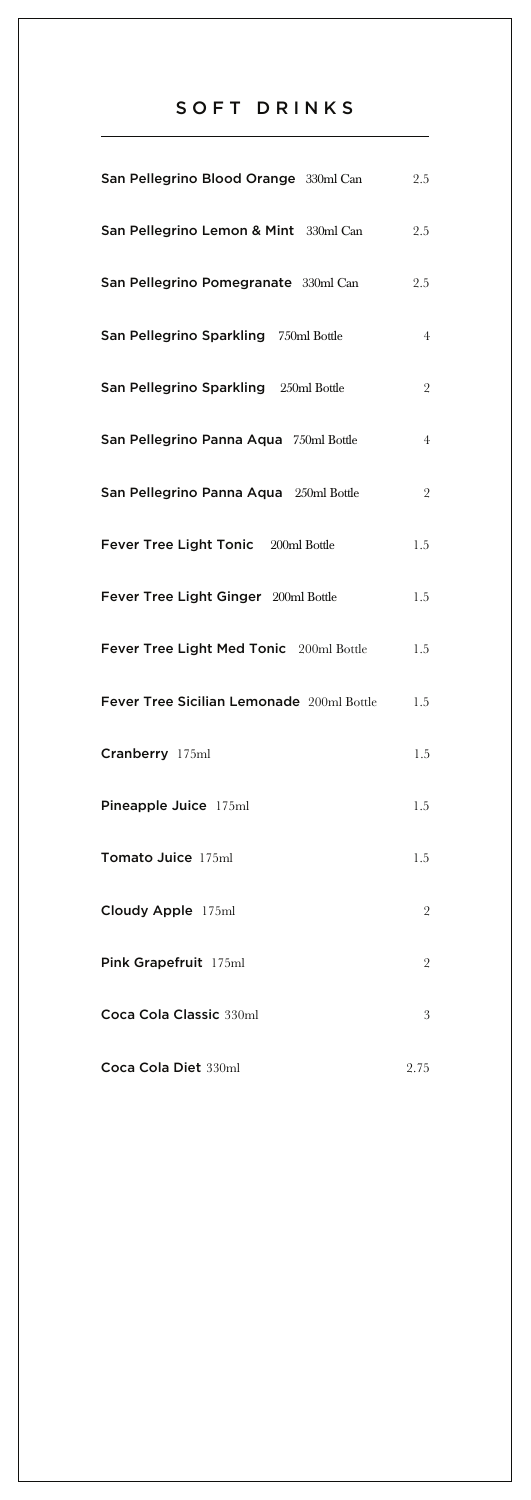# SOFT DRINKS

| Item | Price |
|---|---|
| **San Pellegrino Blood Orange** 330ml Can | 2.5 |
| **San Pellegrino Lemon & Mint** 330ml Can | 2.5 |
| **San Pellegrino Pomegranate** 330ml Can | 2.5 |
| **San Pellegrino Sparkling** 750ml Bottle | 4 |
| **San Pellegrino Sparkling** 250ml Bottle | 2 |
| **San Pellegrino Panna Aqua** 750ml Bottle | 4 |
| **San Pellegrino Panna Aqua** 250ml Bottle | 2 |
| **Fever Tree Light Tonic** 200ml Bottle | 1.5 |
| **Fever Tree Light Ginger** 200ml Bottle | 1.5 |
| **Fever Tree Light Med Tonic** 200ml Bottle | 1.5 |
| **Fever Tree Sicilian Lemonade** 200ml Bottle | 1.5 |
| **Cranberry** 175ml | 1.5 |
| **Pineapple Juice** 175ml | 1.5 |
| **Tomato Juice** 175ml | 1.5 |
| **Cloudy Apple** 175ml | 2 |
| **Pink Grapefruit** 175ml | 2 |
| **Coca Cola Classic** 330ml | 3 |
| **Coca Cola Diet** 330ml | 2.75 |